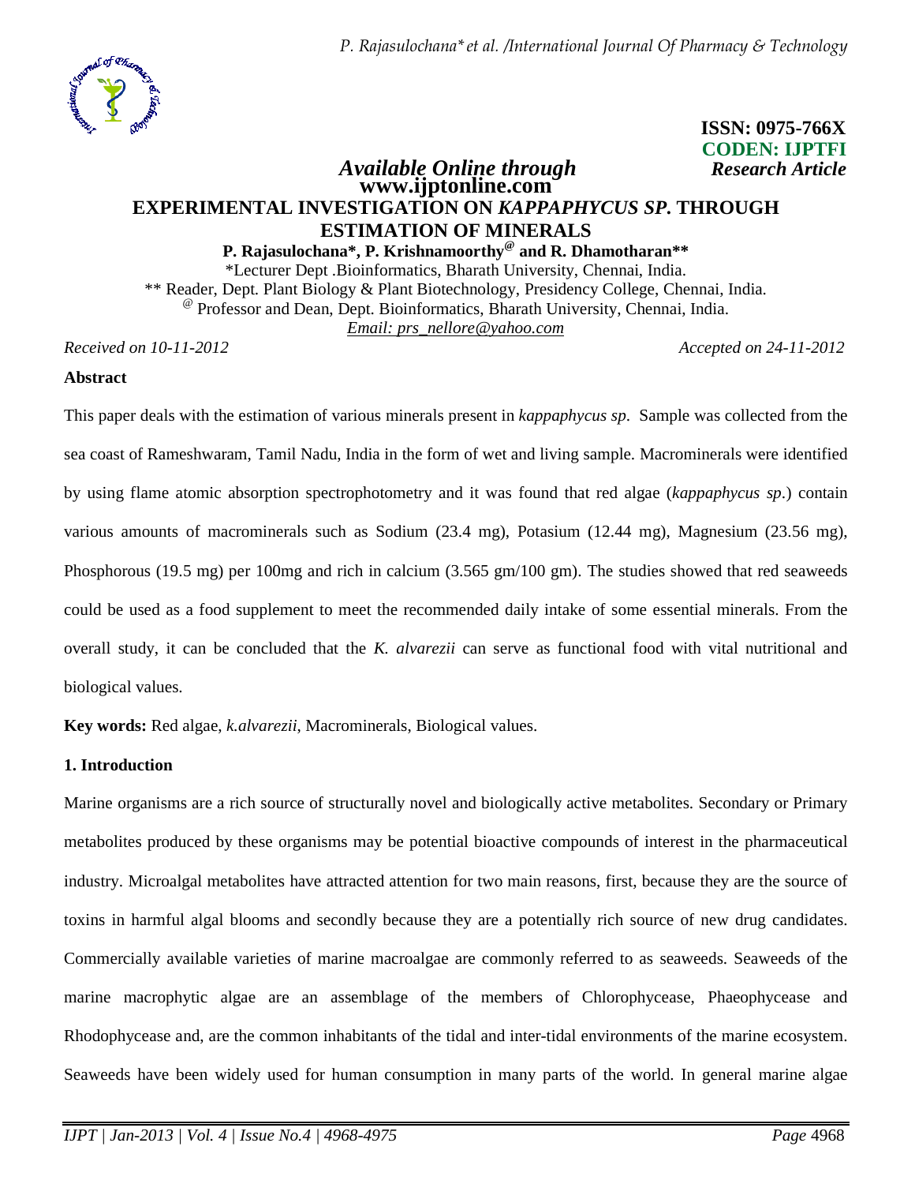**ISSN: 0975-766X**
**CODEN: IJPTFI**

*Available Online through* *Research Article*
**www.ijptonline.com**

# EXPERIMENTAL INVESTIGATION ON *KAPPAPHYCUS SP.* THROUGH ESTIMATION OF MINERALS

**P. Rajasulochana\*, P. Krishnamoorthy[@] and R. Dhamotharan\*\***

\*Lecturer Dept .Bioinformatics, Bharath University, Chennai, India.
\*\* Reader, Dept. Plant Biology & Plant Biotechnology, Presidency College, Chennai, India.
[@] Professor and Dean, Dept. Bioinformatics, Bharath University, Chennai, India.
*Email: prs_nellore@yahoo.com*

*Received on 10-11-2012* *Accepted on 24-11-2012*

## Abstract

This paper deals with the estimation of various minerals present in *kappaphycus sp*. Sample was collected from the sea coast of Rameshwaram, Tamil Nadu, India in the form of wet and living sample. Macrominerals were identified by using flame atomic absorption spectrophotometry and it was found that red algae (*kappaphycus sp*.) contain various amounts of macrominerals such as Sodium (23.4 mg), Potasium (12.44 mg), Magnesium (23.56 mg), Phosphorous (19.5 mg) per 100mg and rich in calcium (3.565 gm/100 gm). The studies showed that red seaweeds could be used as a food supplement to meet the recommended daily intake of some essential minerals. From the overall study, it can be concluded that the *K. alvarezii* can serve as functional food with vital nutritional and biological values.

**Key words:** Red algae, *k.alvarezii*, Macrominerals, Biological values.

## 1. Introduction

Marine organisms are a rich source of structurally novel and biologically active metabolites. Secondary or Primary metabolites produced by these organisms may be potential bioactive compounds of interest in the pharmaceutical industry. Microalgal metabolites have attracted attention for two main reasons, first, because they are the source of toxins in harmful algal blooms and secondly because they are a potentially rich source of new drug candidates. Commercially available varieties of marine macroalgae are commonly referred to as seaweeds. Seaweeds of the marine macrophytic algae are an assemblage of the members of Chlorophycease, Phaeophycease and Rhodophycease and, are the common inhabitants of the tidal and inter-tidal environments of the marine ecosystem. Seaweeds have been widely used for human consumption in many parts of the world. In general marine algae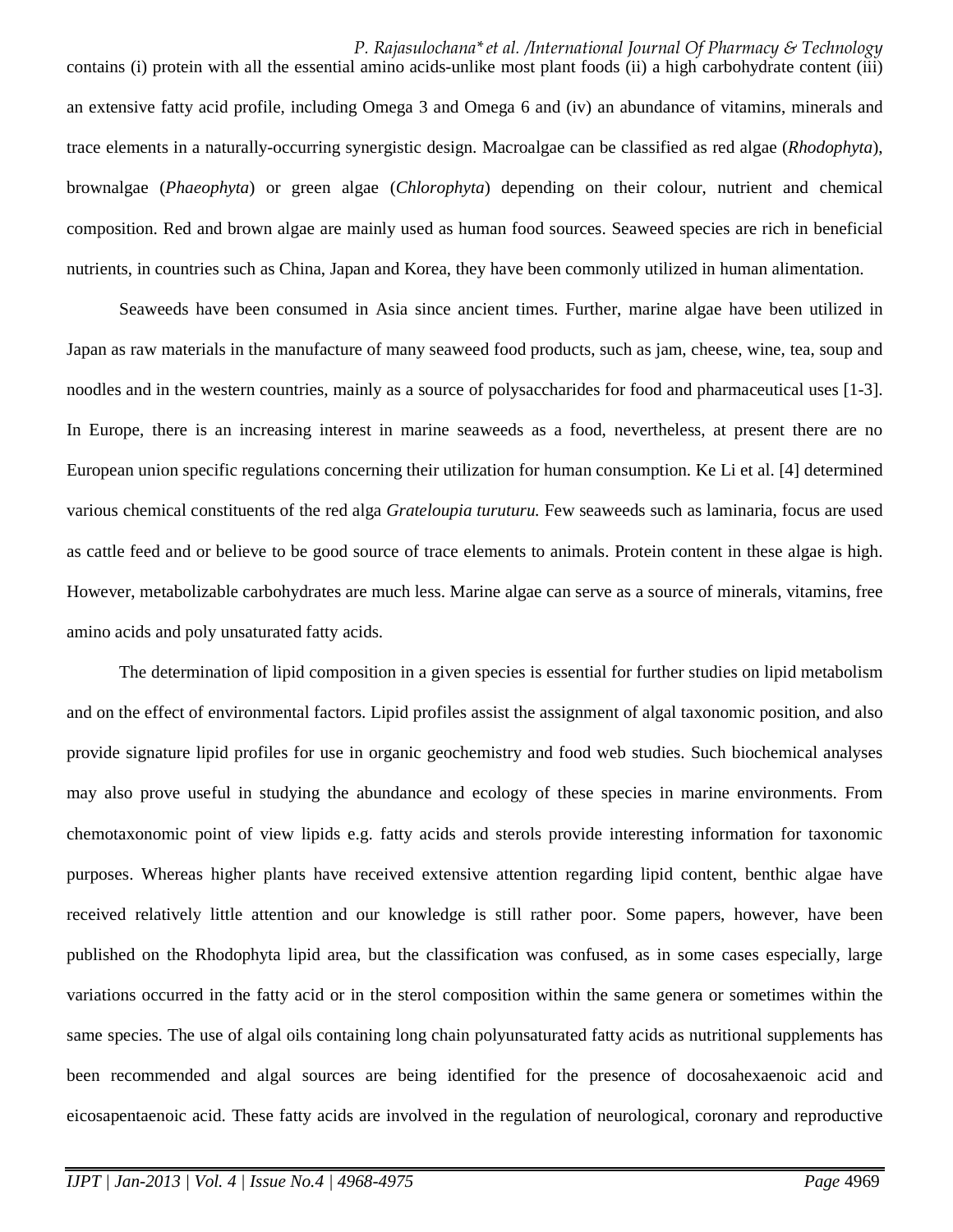contains (i) protein with all the essential amino acids-unlike most plant foods (ii) a high carbohydrate content (iii) an extensive fatty acid profile, including Omega 3 and Omega 6 and (iv) an abundance of vitamins, minerals and trace elements in a naturally-occurring synergistic design. Macroalgae can be classified as red algae (*Rhodophyta*), brownalgae (*Phaeophyta*) or green algae (*Chlorophyta*) depending on their colour, nutrient and chemical composition. Red and brown algae are mainly used as human food sources. Seaweed species are rich in beneficial nutrients, in countries such as China, Japan and Korea, they have been commonly utilized in human alimentation.

Seaweeds have been consumed in Asia since ancient times. Further, marine algae have been utilized in Japan as raw materials in the manufacture of many seaweed food products, such as jam, cheese, wine, tea, soup and noodles and in the western countries, mainly as a source of polysaccharides for food and pharmaceutical uses [1-3]. In Europe, there is an increasing interest in marine seaweeds as a food, nevertheless, at present there are no European union specific regulations concerning their utilization for human consumption. Ke Li et al. [4] determined various chemical constituents of the red alga *Grateloupia turuturu.* Few seaweeds such as laminaria, focus are used as cattle feed and or believe to be good source of trace elements to animals. Protein content in these algae is high. However, metabolizable carbohydrates are much less. Marine algae can serve as a source of minerals, vitamins, free amino acids and poly unsaturated fatty acids.

The determination of lipid composition in a given species is essential for further studies on lipid metabolism and on the effect of environmental factors. Lipid profiles assist the assignment of algal taxonomic position, and also provide signature lipid profiles for use in organic geochemistry and food web studies. Such biochemical analyses may also prove useful in studying the abundance and ecology of these species in marine environments. From chemotaxonomic point of view lipids e.g. fatty acids and sterols provide interesting information for taxonomic purposes. Whereas higher plants have received extensive attention regarding lipid content, benthic algae have received relatively little attention and our knowledge is still rather poor. Some papers, however, have been published on the Rhodophyta lipid area, but the classification was confused, as in some cases especially, large variations occurred in the fatty acid or in the sterol composition within the same genera or sometimes within the same species. The use of algal oils containing long chain polyunsaturated fatty acids as nutritional supplements has been recommended and algal sources are being identified for the presence of docosahexaenoic acid and eicosapentaenoic acid. These fatty acids are involved in the regulation of neurological, coronary and reproductive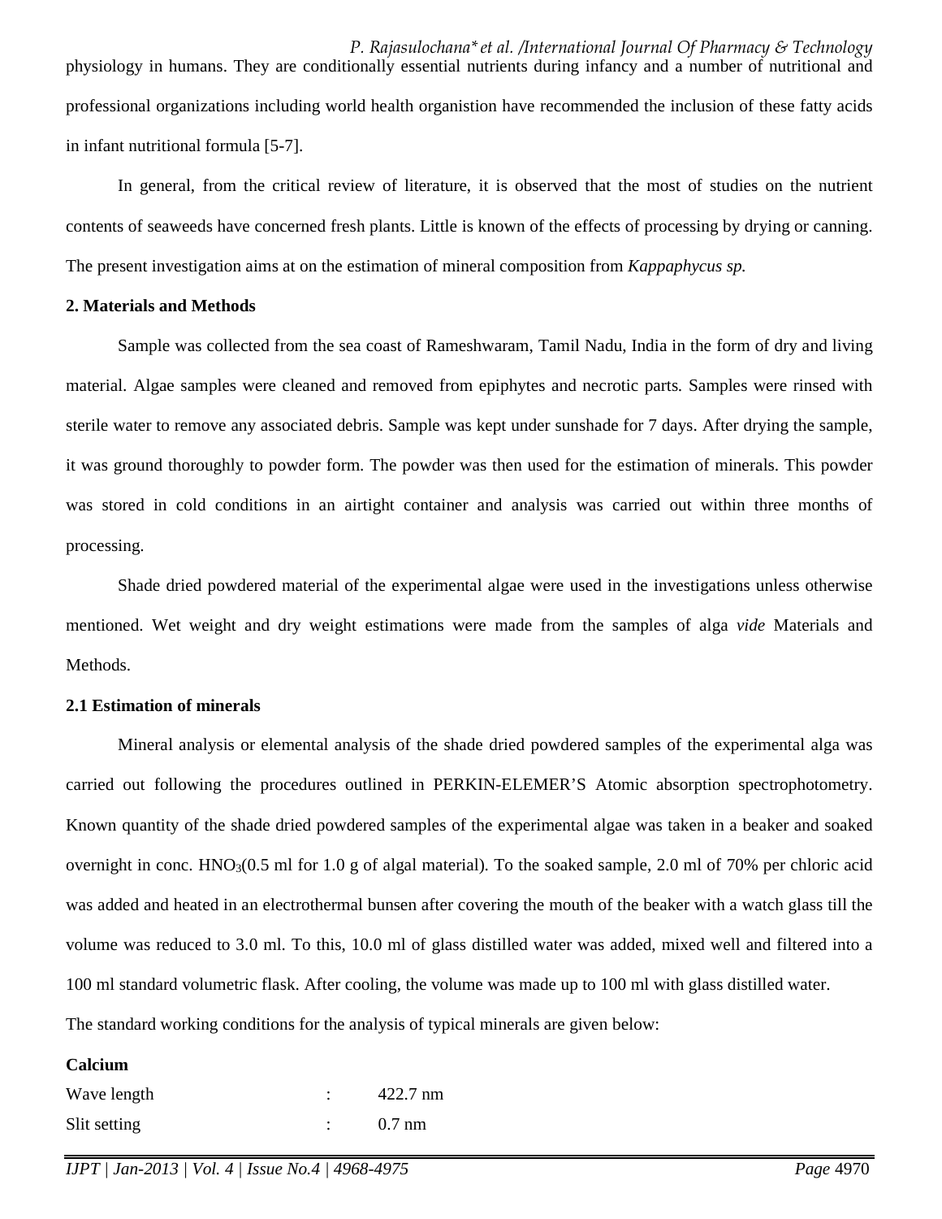physiology in humans. They are conditionally essential nutrients during infancy and a number of nutritional and professional organizations including world health organistion have recommended the inclusion of these fatty acids in infant nutritional formula [5-7].

In general, from the critical review of literature, it is observed that the most of studies on the nutrient contents of seaweeds have concerned fresh plants. Little is known of the effects of processing by drying or canning. The present investigation aims at on the estimation of mineral composition from *Kappaphycus sp.*

## 2. Materials and Methods

Sample was collected from the sea coast of Rameshwaram, Tamil Nadu, India in the form of dry and living material. Algae samples were cleaned and removed from epiphytes and necrotic parts. Samples were rinsed with sterile water to remove any associated debris. Sample was kept under sunshade for 7 days. After drying the sample, it was ground thoroughly to powder form. The powder was then used for the estimation of minerals. This powder was stored in cold conditions in an airtight container and analysis was carried out within three months of processing.

Shade dried powdered material of the experimental algae were used in the investigations unless otherwise mentioned. Wet weight and dry weight estimations were made from the samples of alga *vide* Materials and Methods.

### 2.1 Estimation of minerals

Mineral analysis or elemental analysis of the shade dried powdered samples of the experimental alga was carried out following the procedures outlined in PERKIN-ELEMER'S Atomic absorption spectrophotometry. Known quantity of the shade dried powdered samples of the experimental algae was taken in a beaker and soaked overnight in conc. $HNO_3$(0.5 ml for 1.0 g of algal material). To the soaked sample, 2.0 ml of 70% per chloric acid was added and heated in an electrothermal bunsen after covering the mouth of the beaker with a watch glass till the volume was reduced to 3.0 ml. To this, 10.0 ml of glass distilled water was added, mixed well and filtered into a 100 ml standard volumetric flask. After cooling, the volume was made up to 100 ml with glass distilled water.

The standard working conditions for the analysis of typical minerals are given below:

**Calcium**

Wave length : 422.7 nm

Slit setting : 0.7 nm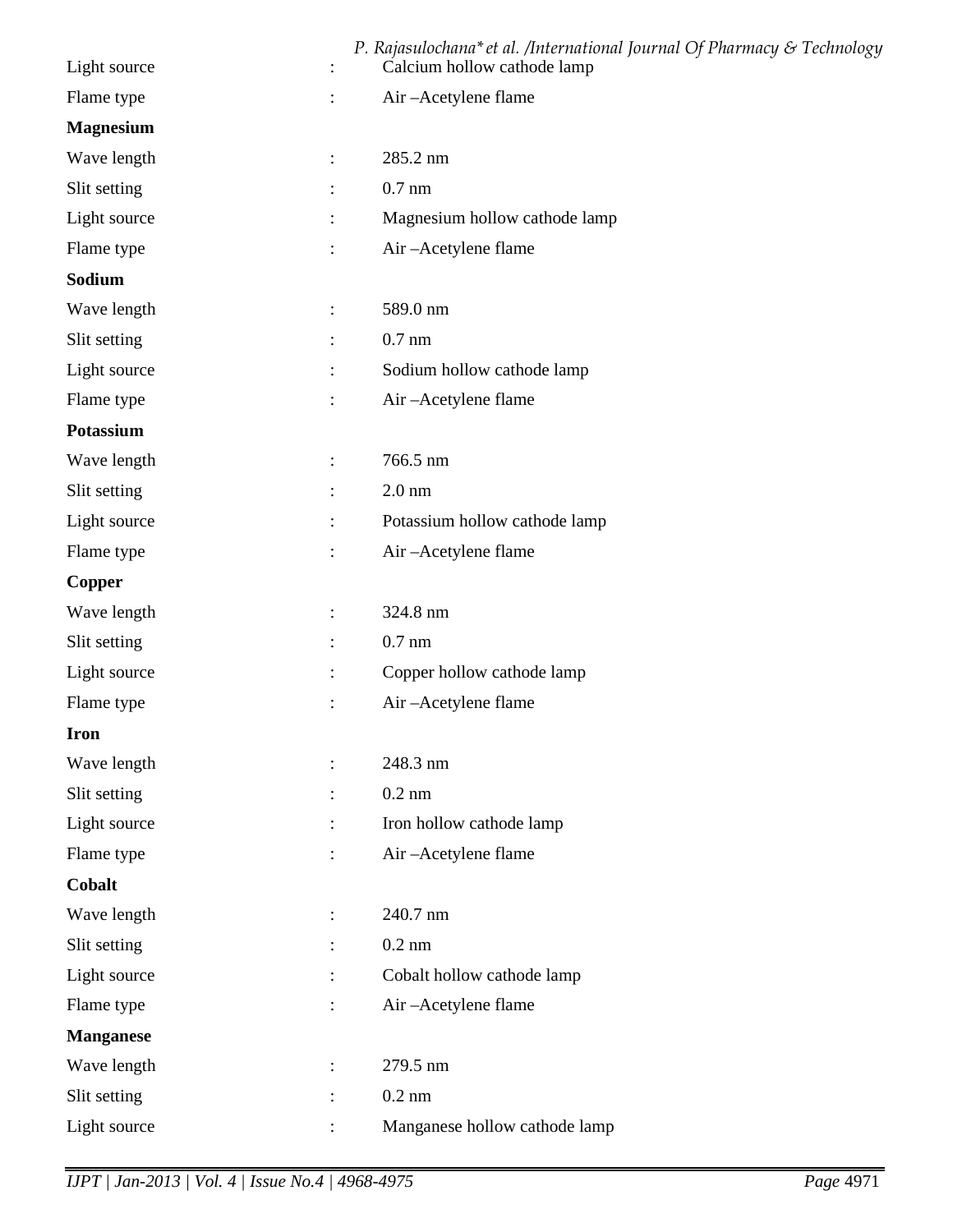Light source : Calcium hollow cathode lamp

Flame type : Air –Acetylene flame

**Magnesium**

Wave length : 285.2 nm

Slit setting : 0.7 nm

Light source : Magnesium hollow cathode lamp

Flame type : Air –Acetylene flame

**Sodium**

Wave length : 589.0 nm

Slit setting : 0.7 nm

Light source : Sodium hollow cathode lamp

Flame type : Air –Acetylene flame

**Potassium**

Wave length : 766.5 nm

Slit setting : 2.0 nm

Light source : Potassium hollow cathode lamp

Flame type : Air –Acetylene flame

**Copper**

Wave length : 324.8 nm

Slit setting : 0.7 nm

Light source : Copper hollow cathode lamp

Flame type : Air –Acetylene flame

**Iron**

Wave length : 248.3 nm

Slit setting : 0.2 nm

Light source : Iron hollow cathode lamp

Flame type : Air –Acetylene flame

**Cobalt**

Wave length : 240.7 nm

Slit setting : 0.2 nm

Light source : Cobalt hollow cathode lamp

Flame type : Air –Acetylene flame

**Manganese**

Wave length : 279.5 nm

Slit setting : 0.2 nm

Light source : Manganese hollow cathode lamp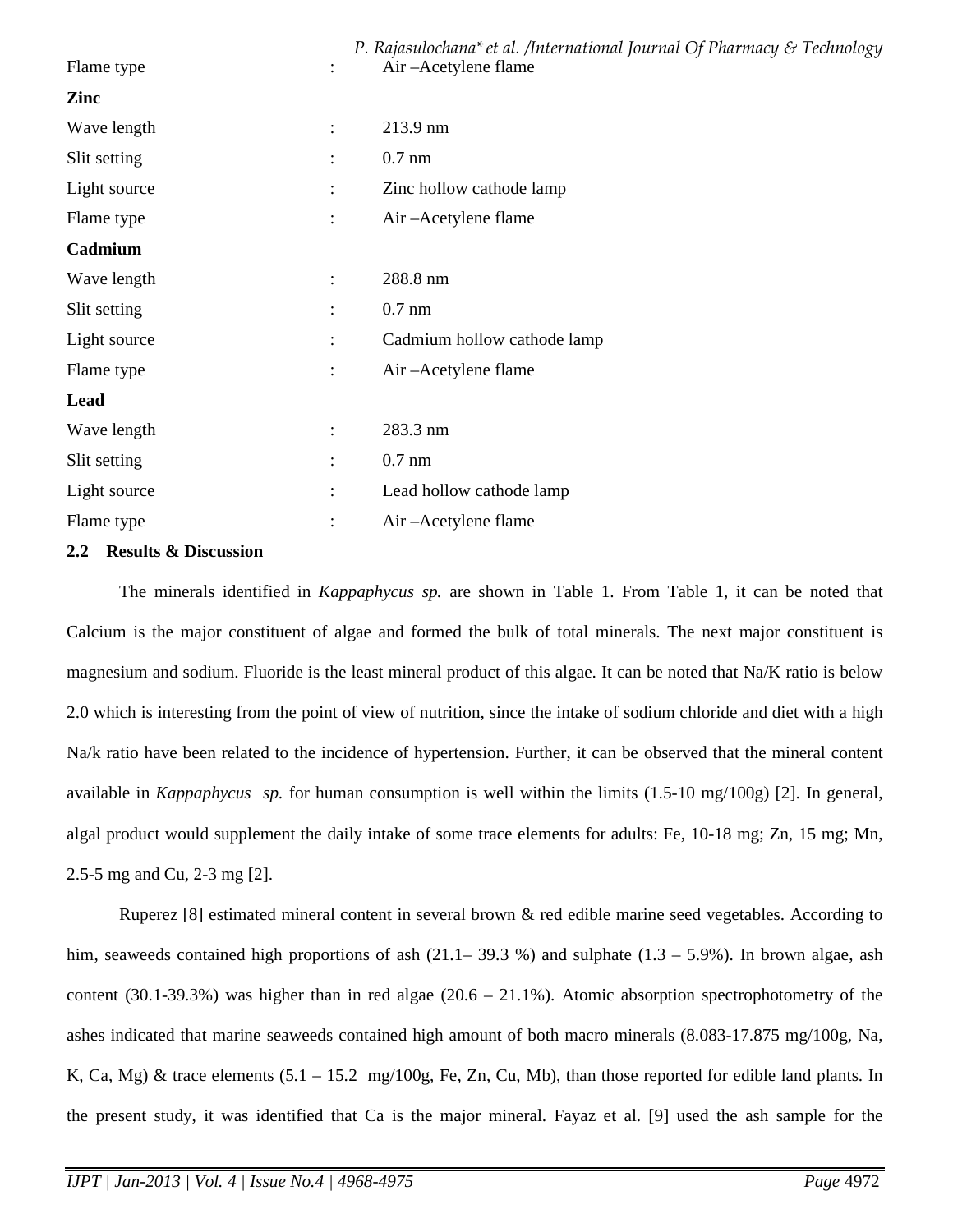Flame type : Air –Acetylene flame

**Zinc**

Wave length : 213.9 nm

Slit setting : 0.7 nm

Light source : Zinc hollow cathode lamp

Flame type : Air –Acetylene flame

**Cadmium**

Wave length : 288.8 nm

Slit setting : 0.7 nm

Light source : Cadmium hollow cathode lamp

Flame type : Air –Acetylene flame

**Lead**

Wave length : 283.3 nm

Slit setting : 0.7 nm

Light source : Lead hollow cathode lamp

Flame type : Air –Acetylene flame

## 2.2 Results & Discussion

The minerals identified in *Kappaphycus sp.* are shown in Table 1. From Table 1, it can be noted that Calcium is the major constituent of algae and formed the bulk of total minerals. The next major constituent is magnesium and sodium. Fluoride is the least mineral product of this algae. It can be noted that Na/K ratio is below 2.0 which is interesting from the point of view of nutrition, since the intake of sodium chloride and diet with a high Na/k ratio have been related to the incidence of hypertension. Further, it can be observed that the mineral content available in *Kappaphycus sp.* for human consumption is well within the limits (1.5-10 mg/100g) [2]. In general, algal product would supplement the daily intake of some trace elements for adults: Fe, 10-18 mg; Zn, 15 mg; Mn, 2.5-5 mg and Cu, 2-3 mg [2].

Ruperez [8] estimated mineral content in several brown & red edible marine seed vegetables. According to him, seaweeds contained high proportions of ash (21.1– 39.3 %) and sulphate (1.3 – 5.9%). In brown algae, ash content (30.1-39.3%) was higher than in red algae (20.6 – 21.1%). Atomic absorption spectrophotometry of the ashes indicated that marine seaweeds contained high amount of both macro minerals (8.083-17.875 mg/100g, Na, K, Ca, Mg) & trace elements (5.1 – 15.2 mg/100g, Fe, Zn, Cu, Mb), than those reported for edible land plants. In the present study, it was identified that Ca is the major mineral. Fayaz et al. [9] used the ash sample for the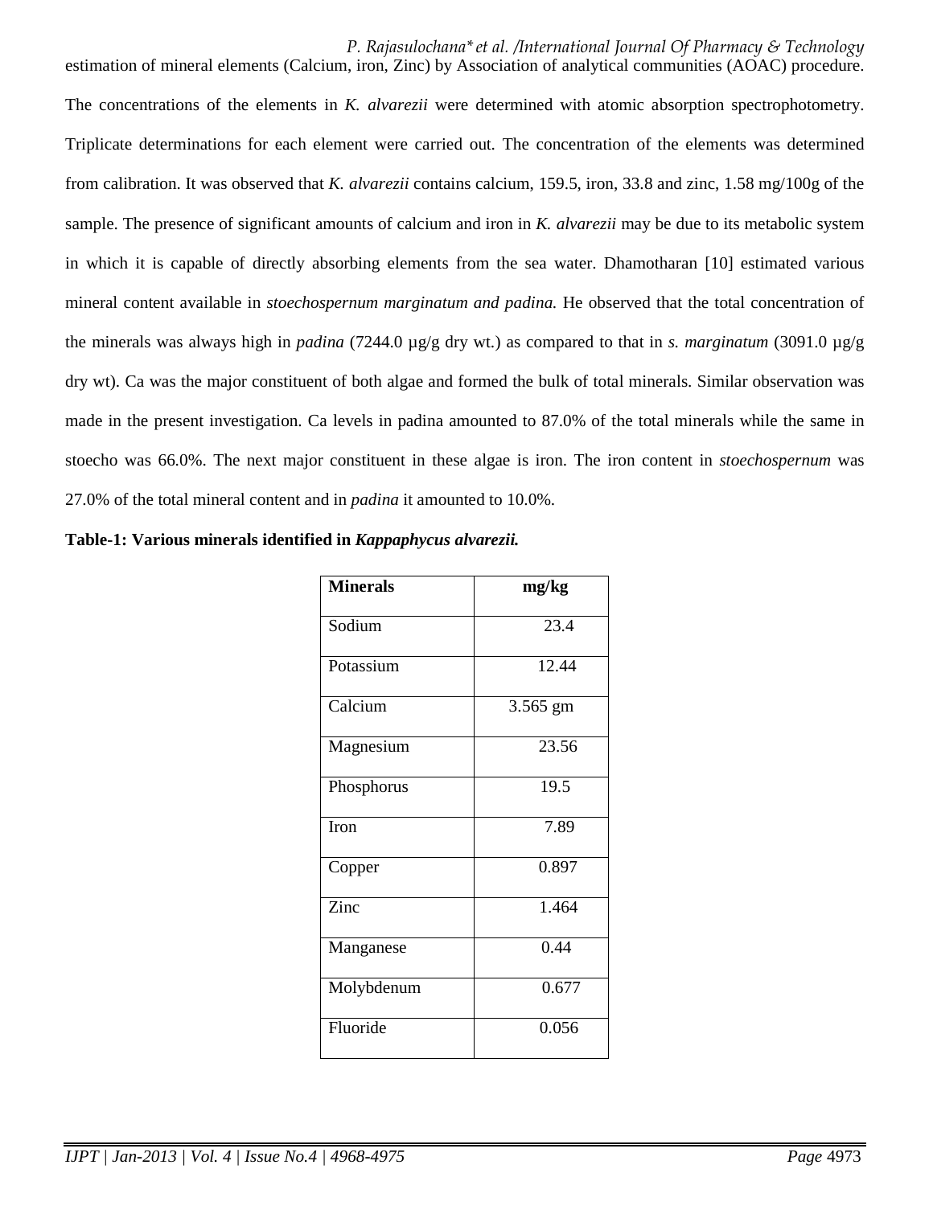estimation of mineral elements (Calcium, iron, Zinc) by Association of analytical communities (AOAC) procedure. The concentrations of the elements in *K. alvarezii* were determined with atomic absorption spectrophotometry. Triplicate determinations for each element were carried out. The concentration of the elements was determined from calibration. It was observed that *K. alvarezii* contains calcium, 159.5, iron, 33.8 and zinc, 1.58 mg/100g of the sample. The presence of significant amounts of calcium and iron in *K. alvarezii* may be due to its metabolic system in which it is capable of directly absorbing elements from the sea water. Dhamotharan [10] estimated various mineral content available in *stoechospernum marginatum and padina.* He observed that the total concentration of the minerals was always high in *padina* (7244.0 µg/g dry wt.) as compared to that in *s. marginatum* (3091.0 µg/g dry wt). Ca was the major constituent of both algae and formed the bulk of total minerals. Similar observation was made in the present investigation. Ca levels in padina amounted to 87.0% of the total minerals while the same in stoecho was 66.0%. The next major constituent in these algae is iron. The iron content in *stoechospernum* was 27.0% of the total mineral content and in *padina* it amounted to 10.0%.

**Table-1: Various minerals identified in *Kappaphycus alvarezii.***

| Minerals | mg/kg |
|---|---|
| Sodium | 23.4 |
| Potassium | 12.44 |
| Calcium | 3.565 gm |
| Magnesium | 23.56 |
| Phosphorus | 19.5 |
| Iron | 7.89 |
| Copper | 0.897 |
| Zinc | 1.464 |
| Manganese | 0.44 |
| Molybdenum | 0.677 |
| Fluoride | 0.056 |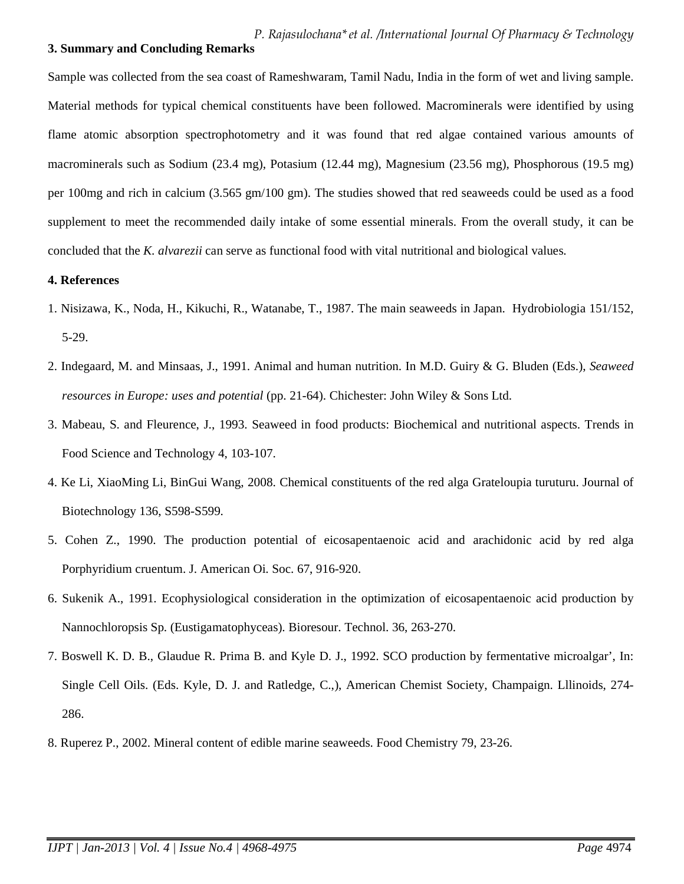### 3. Summary and Concluding Remarks

Sample was collected from the sea coast of Rameshwaram, Tamil Nadu, India in the form of wet and living sample. Material methods for typical chemical constituents have been followed. Macrominerals were identified by using flame atomic absorption spectrophotometry and it was found that red algae contained various amounts of macrominerals such as Sodium (23.4 mg), Potasium (12.44 mg), Magnesium (23.56 mg), Phosphorous (19.5 mg) per 100mg and rich in calcium (3.565 gm/100 gm). The studies showed that red seaweeds could be used as a food supplement to meet the recommended daily intake of some essential minerals. From the overall study, it can be concluded that the *K. alvarezii* can serve as functional food with vital nutritional and biological values.

### 4. References

1. Nisizawa, K., Noda, H., Kikuchi, R., Watanabe, T., 1987. The main seaweeds in Japan. Hydrobiologia 151/152, 5-29.
2. Indegaard, M. and Minsaas, J., 1991. Animal and human nutrition. In M.D. Guiry & G. Bluden (Eds.), *Seaweed resources in Europe: uses and potential* (pp. 21-64). Chichester: John Wiley & Sons Ltd.
3. Mabeau, S. and Fleurence, J., 1993. Seaweed in food products: Biochemical and nutritional aspects. Trends in Food Science and Technology 4, 103-107.
4. Ke Li, XiaoMing Li, BinGui Wang, 2008. Chemical constituents of the red alga Grateloupia turuturu. Journal of Biotechnology 136, S598-S599.
5. Cohen Z., 1990. The production potential of eicosapentaenoic acid and arachidonic acid by red alga Porphyridium cruentum. J. American Oi. Soc. 67, 916-920.
6. Sukenik A., 1991. Ecophysiological consideration in the optimization of eicosapentaenoic acid production by Nannochloropsis Sp. (Eustigamatophyceas). Bioresour. Technol. 36, 263-270.
7. Boswell K. D. B., Glaudue R. Prima B. and Kyle D. J., 1992. SCO production by fermentative microalgar', In: Single Cell Oils. (Eds. Kyle, D. J. and Ratledge, C.,), American Chemist Society, Champaign. Lllinoids, 274-286.
8. Ruperez P., 2002. Mineral content of edible marine seaweeds. Food Chemistry 79, 23-26.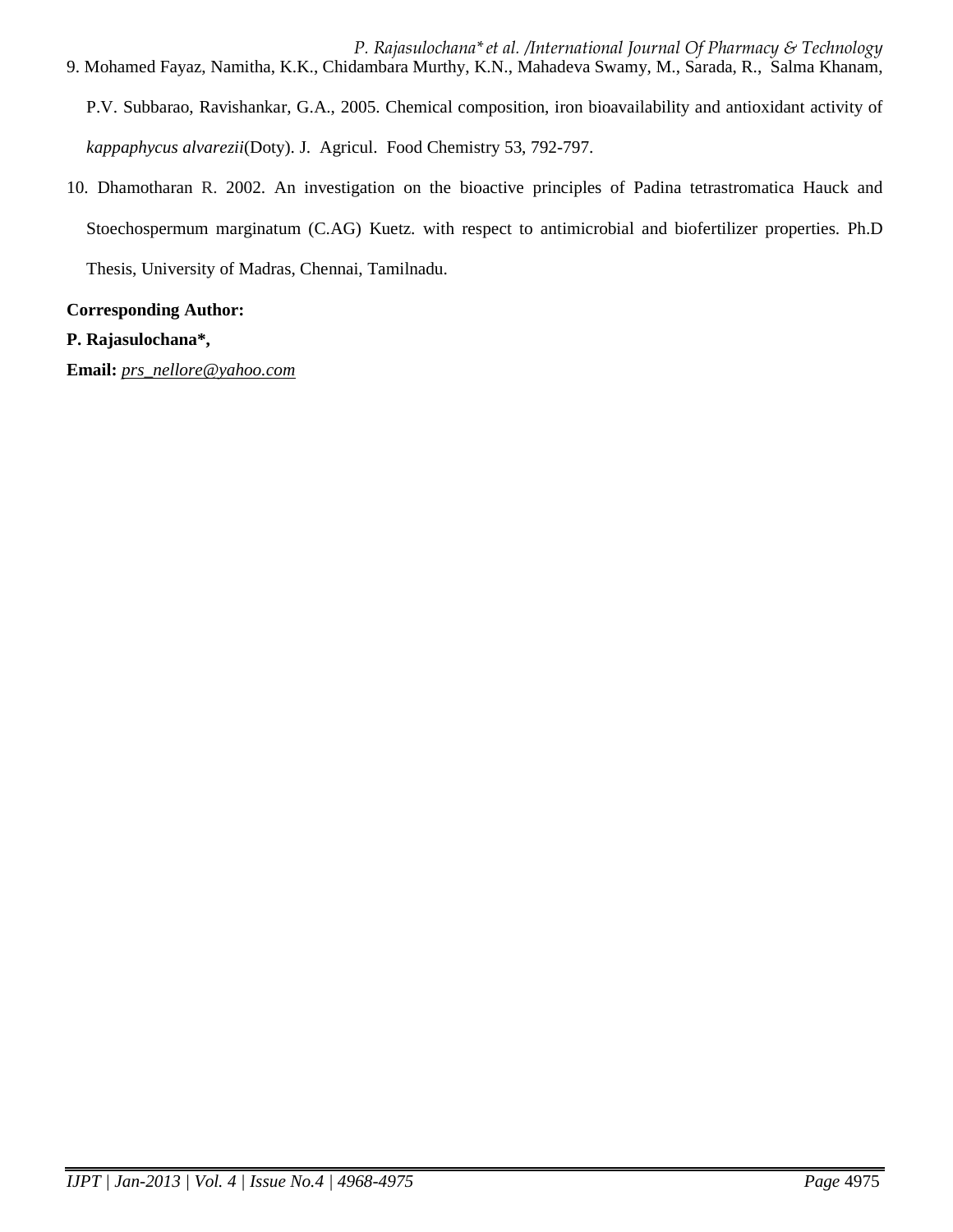9. Mohamed Fayaz, Namitha, K.K., Chidambara Murthy, K.N., Mahadeva Swamy, M., Sarada, R., Salma Khanam, P.V. Subbarao, Ravishankar, G.A., 2005. Chemical composition, iron bioavailability and antioxidant activity of *kappaphycus alvarezii*(Doty). J. Agricul. Food Chemistry 53, 792-797.

10. Dhamotharan R. 2002. An investigation on the bioactive principles of Padina tetrastromatica Hauck and Stoechospermum marginatum (C.AG) Kuetz. with respect to antimicrobial and biofertilizer properties. Ph.D Thesis, University of Madras, Chennai, Tamilnadu.

**Corresponding Author:**

**P. Rajasulochana*,**

**Email:** *prs_nellore@yahoo.com*